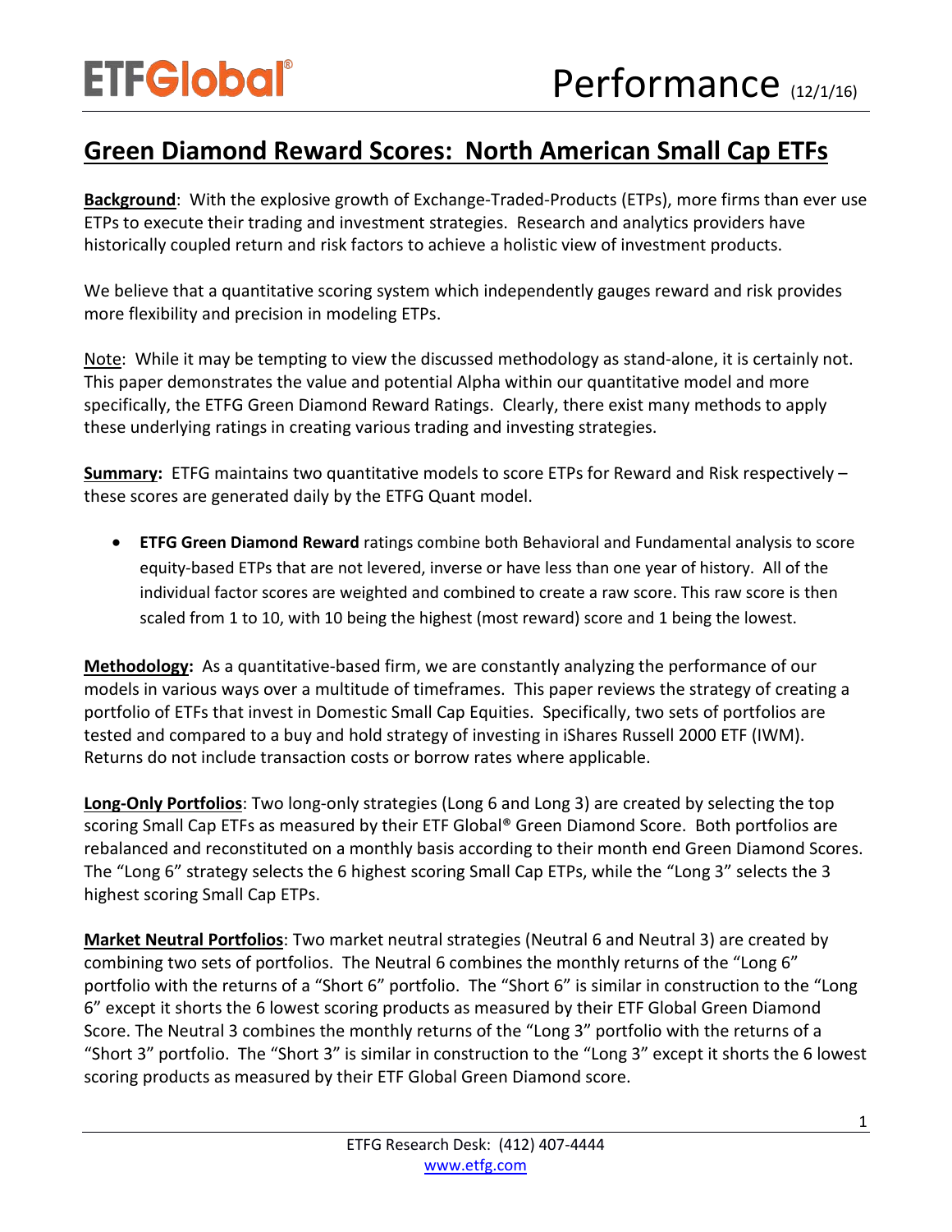ETFGlobal®

Performance (12/1/16)

# Green Diamond Reward Scores: North American Small Cap ETFs

**Background**: With the explosive growth of Exchange-Traded-Products (ETPs), more firms than ever use ETPs to execute their trading and investment strategies. Research and analytics providers have historically coupled return and risk factors to achieve a holistic view of investment products.

We believe that a quantitative scoring system which independently gauges reward and risk provides more flexibility and precision in modeling ETPs.

Note: While it may be tempting to view the discussed methodology as stand-alone, it is certainly not. This paper demonstrates the value and potential Alpha within our quantitative model and more specifically, the ETFG Green Diamond Reward Ratings. Clearly, there exist many methods to apply these underlying ratings in creating various trading and investing strategies.

**Summary:** ETFG maintains two quantitative models to score ETPs for Reward and Risk respectively – these scores are generated daily by the ETFG Quant model.

- **ETFG Green Diamond Reward** ratings combine both Behavioral and Fundamental analysis to score equity-based ETPs that are not levered, inverse or have less than one year of history. All of the individual factor scores are weighted and combined to create a raw score. This raw score is then scaled from 1 to 10, with 10 being the highest (most reward) score and 1 being the lowest.

**Methodology:** As a quantitative-based firm, we are constantly analyzing the performance of our models in various ways over a multitude of timeframes. This paper reviews the strategy of creating a portfolio of ETFs that invest in Domestic Small Cap Equities. Specifically, two sets of portfolios are tested and compared to a buy and hold strategy of investing in iShares Russell 2000 ETF (IWM). Returns do not include transaction costs or borrow rates where applicable.

**Long-Only Portfolios**: Two long-only strategies (Long 6 and Long 3) are created by selecting the top scoring Small Cap ETFs as measured by their ETF Global® Green Diamond Score. Both portfolios are rebalanced and reconstituted on a monthly basis according to their month end Green Diamond Scores. The "Long 6" strategy selects the 6 highest scoring Small Cap ETPs, while the "Long 3" selects the 3 highest scoring Small Cap ETPs.

**Market Neutral Portfolios**: Two market neutral strategies (Neutral 6 and Neutral 3) are created by combining two sets of portfolios. The Neutral 6 combines the monthly returns of the "Long 6" portfolio with the returns of a "Short 6" portfolio. The "Short 6" is similar in construction to the "Long 6" except it shorts the 6 lowest scoring products as measured by their ETF Global Green Diamond Score. The Neutral 3 combines the monthly returns of the "Long 3" portfolio with the returns of a "Short 3" portfolio. The "Short 3" is similar in construction to the "Long 3" except it shorts the 6 lowest scoring products as measured by their ETF Global Green Diamond score.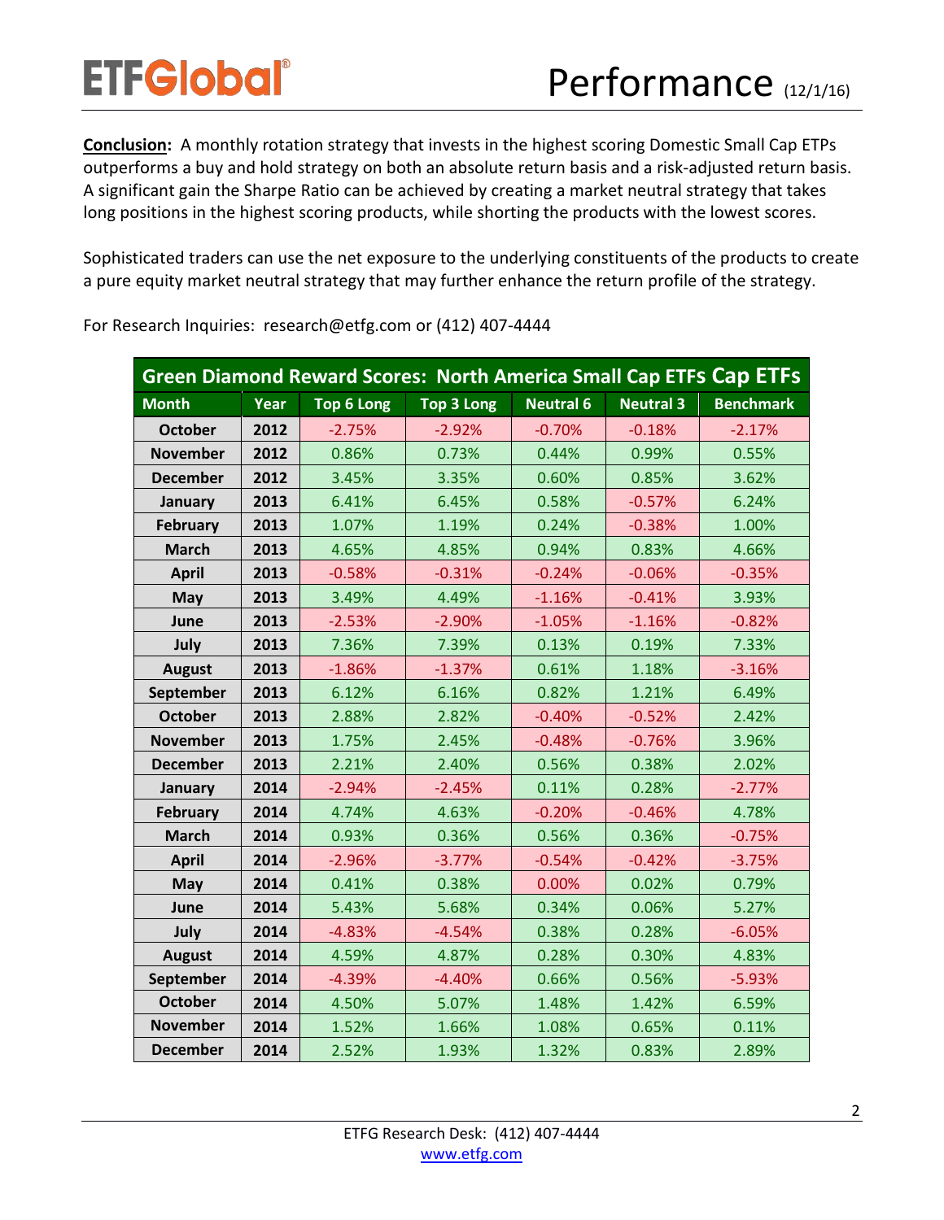**Conclusion:** A monthly rotation strategy that invests in the highest scoring Domestic Small Cap ETPs outperforms a buy and hold strategy on both an absolute return basis and a risk-adjusted return basis. A significant gain the Sharpe Ratio can be achieved by creating a market neutral strategy that takes long positions in the highest scoring products, while shorting the products with the lowest scores.

Sophisticated traders can use the net exposure to the underlying constituents of the products to create a pure equity market neutral strategy that may further enhance the return profile of the strategy.

For Research Inquiries: research@etfg.com or (412) 407-4444

| Green Diamond Reward Scores: North America Small Cap ETFs Cap ETFs | | | | | | |
|---|---|---|---|---|---|---|
| **Month** | **Year** | **Top 6 Long** | **Top 3 Long** | **Neutral 6** | **Neutral 3** | **Benchmark** |
| October | 2012 | -2.75% | -2.92% | -0.70% | -0.18% | -2.17% |
| November | 2012 | 0.86% | 0.73% | 0.44% | 0.99% | 0.55% |
| December | 2012 | 3.45% | 3.35% | 0.60% | 0.85% | 3.62% |
| January | 2013 | 6.41% | 6.45% | 0.58% | -0.57% | 6.24% |
| February | 2013 | 1.07% | 1.19% | 0.24% | -0.38% | 1.00% |
| March | 2013 | 4.65% | 4.85% | 0.94% | 0.83% | 4.66% |
| April | 2013 | -0.58% | -0.31% | -0.24% | -0.06% | -0.35% |
| May | 2013 | 3.49% | 4.49% | -1.16% | -0.41% | 3.93% |
| June | 2013 | -2.53% | -2.90% | -1.05% | -1.16% | -0.82% |
| July | 2013 | 7.36% | 7.39% | 0.13% | 0.19% | 7.33% |
| August | 2013 | -1.86% | -1.37% | 0.61% | 1.18% | -3.16% |
| September | 2013 | 6.12% | 6.16% | 0.82% | 1.21% | 6.49% |
| October | 2013 | 2.88% | 2.82% | -0.40% | -0.52% | 2.42% |
| November | 2013 | 1.75% | 2.45% | -0.48% | -0.76% | 3.96% |
| December | 2013 | 2.21% | 2.40% | 0.56% | 0.38% | 2.02% |
| January | 2014 | -2.94% | -2.45% | 0.11% | 0.28% | -2.77% |
| February | 2014 | 4.74% | 4.63% | -0.20% | -0.46% | 4.78% |
| March | 2014 | 0.93% | 0.36% | 0.56% | 0.36% | -0.75% |
| April | 2014 | -2.96% | -3.77% | -0.54% | -0.42% | -3.75% |
| May | 2014 | 0.41% | 0.38% | 0.00% | 0.02% | 0.79% |
| June | 2014 | 5.43% | 5.68% | 0.34% | 0.06% | 5.27% |
| July | 2014 | -4.83% | -4.54% | 0.38% | 0.28% | -6.05% |
| August | 2014 | 4.59% | 4.87% | 0.28% | 0.30% | 4.83% |
| September | 2014 | -4.39% | -4.40% | 0.66% | 0.56% | -5.93% |
| October | 2014 | 4.50% | 5.07% | 1.48% | 1.42% | 6.59% |
| November | 2014 | 1.52% | 1.66% | 1.08% | 0.65% | 0.11% |
| December | 2014 | 2.52% | 1.93% | 1.32% | 0.83% | 2.89% |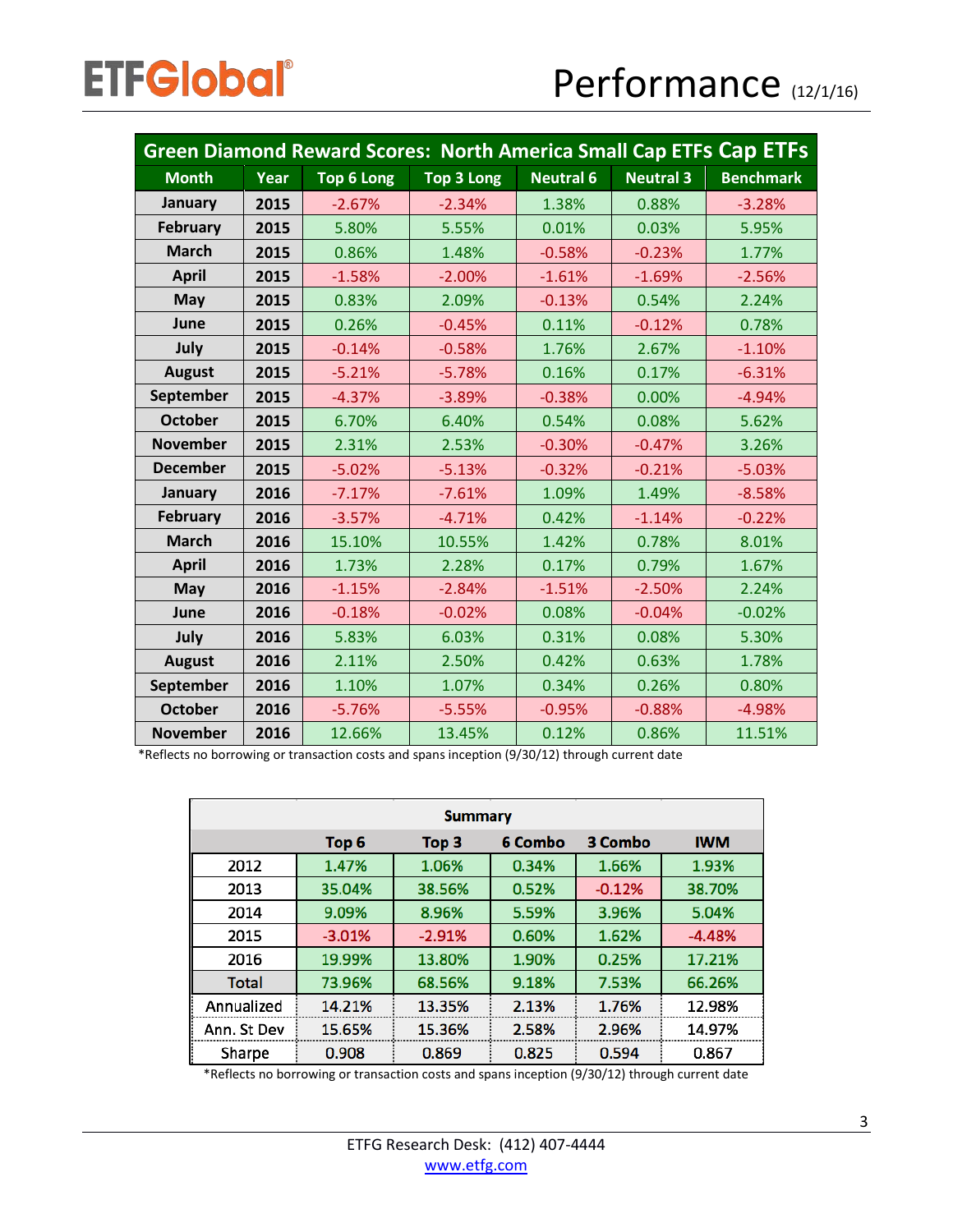**ETFGlobal®**

# Performance (12/1/16)

| Green Diamond Reward Scores: North America Small Cap ETFs Cap ETFs | | | | | | |
|---|---|---|---|---|---|---|
| **Month** | **Year** | **Top 6 Long** | **Top 3 Long** | **Neutral 6** | **Neutral 3** | **Benchmark** |
| January | 2015 | -2.67% | -2.34% | 1.38% | 0.88% | -3.28% |
| February | 2015 | 5.80% | 5.55% | 0.01% | 0.03% | 5.95% |
| March | 2015 | 0.86% | 1.48% | -0.58% | -0.23% | 1.77% |
| April | 2015 | -1.58% | -2.00% | -1.61% | -1.69% | -2.56% |
| May | 2015 | 0.83% | 2.09% | -0.13% | 0.54% | 2.24% |
| June | 2015 | 0.26% | -0.45% | 0.11% | -0.12% | 0.78% |
| July | 2015 | -0.14% | -0.58% | 1.76% | 2.67% | -1.10% |
| August | 2015 | -5.21% | -5.78% | 0.16% | 0.17% | -6.31% |
| September | 2015 | -4.37% | -3.89% | -0.38% | 0.00% | -4.94% |
| October | 2015 | 6.70% | 6.40% | 0.54% | 0.08% | 5.62% |
| November | 2015 | 2.31% | 2.53% | -0.30% | -0.47% | 3.26% |
| December | 2015 | -5.02% | -5.13% | -0.32% | -0.21% | -5.03% |
| January | 2016 | -7.17% | -7.61% | 1.09% | 1.49% | -8.58% |
| February | 2016 | -3.57% | -4.71% | 0.42% | -1.14% | -0.22% |
| March | 2016 | 15.10% | 10.55% | 1.42% | 0.78% | 8.01% |
| April | 2016 | 1.73% | 2.28% | 0.17% | 0.79% | 1.67% |
| May | 2016 | -1.15% | -2.84% | -1.51% | -2.50% | 2.24% |
| June | 2016 | -0.18% | -0.02% | 0.08% | -0.04% | -0.02% |
| July | 2016 | 5.83% | 6.03% | 0.31% | 0.08% | 5.30% |
| August | 2016 | 2.11% | 2.50% | 0.42% | 0.63% | 1.78% |
| September | 2016 | 1.10% | 1.07% | 0.34% | 0.26% | 0.80% |
| October | 2016 | -5.76% | -5.55% | -0.95% | -0.88% | -4.98% |
| November | 2016 | 12.66% | 13.45% | 0.12% | 0.86% | 11.51% |

*Reflects no borrowing or transaction costs and spans inception (9/30/12) through current date

| Summary | | | | | |
|---|---|---|---|---|---|
| | **Top 6** | **Top 3** | **6 Combo** | **3 Combo** | **IWM** |
| 2012 | 1.47% | 1.06% | 0.34% | 1.66% | 1.93% |
| 2013 | 35.04% | 38.56% | 0.52% | -0.12% | 38.70% |
| 2014 | 9.09% | 8.96% | 5.59% | 3.96% | 5.04% |
| 2015 | -3.01% | -2.91% | 0.60% | 1.62% | -4.48% |
| 2016 | 19.99% | 13.80% | 1.90% | 0.25% | 17.21% |
| Total | 73.96% | 68.56% | 9.18% | 7.53% | 66.26% |
| Annualized | 14.21% | 13.35% | 2.13% | 1.76% | 12.98% |
| Ann. St Dev | 15.65% | 15.36% | 2.58% | 2.96% | 14.97% |
| Sharpe | 0.908 | 0.869 | 0.825 | 0.594 | 0.867 |

*Reflects no borrowing or transaction costs and spans inception (9/30/12) through current date

ETFG Research Desk: (412) 407-4444
www.etfg.com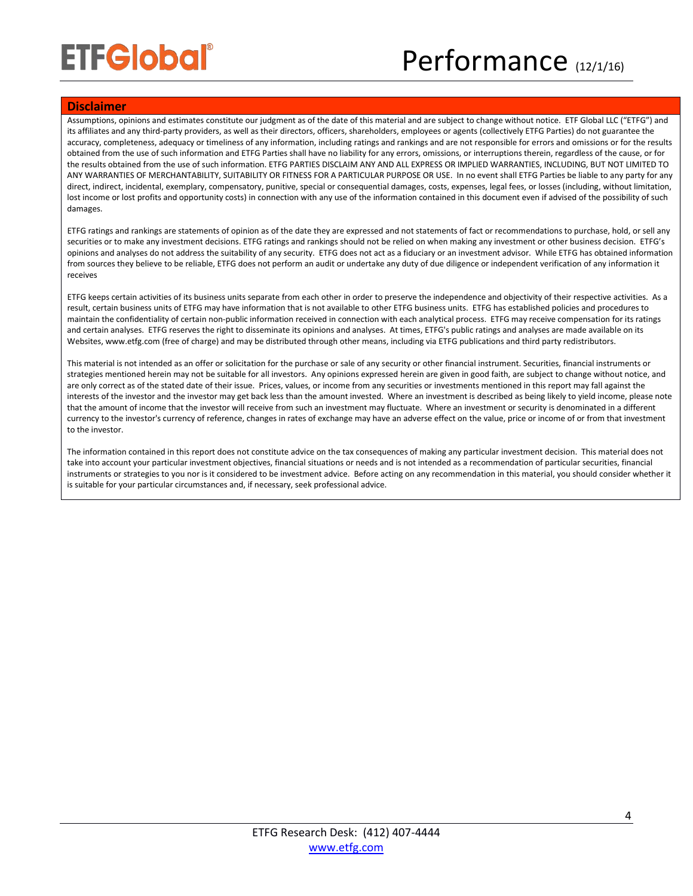## Disclaimer

Assumptions, opinions and estimates constitute our judgment as of the date of this material and are subject to change without notice. ETF Global LLC ("ETFG") and its affiliates and any third-party providers, as well as their directors, officers, shareholders, employees or agents (collectively ETFG Parties) do not guarantee the accuracy, completeness, adequacy or timeliness of any information, including ratings and rankings and are not responsible for errors and omissions or for the results obtained from the use of such information and ETFG Parties shall have no liability for any errors, omissions, or interruptions therein, regardless of the cause, or for the results obtained from the use of such information. ETFG PARTIES DISCLAIM ANY AND ALL EXPRESS OR IMPLIED WARRANTIES, INCLUDING, BUT NOT LIMITED TO ANY WARRANTIES OF MERCHANTABILITY, SUITABILITY OR FITNESS FOR A PARTICULAR PURPOSE OR USE. In no event shall ETFG Parties be liable to any party for any direct, indirect, incidental, exemplary, compensatory, punitive, special or consequential damages, costs, expenses, legal fees, or losses (including, without limitation, lost income or lost profits and opportunity costs) in connection with any use of the information contained in this document even if advised of the possibility of such damages.

ETFG ratings and rankings are statements of opinion as of the date they are expressed and not statements of fact or recommendations to purchase, hold, or sell any securities or to make any investment decisions. ETFG ratings and rankings should not be relied on when making any investment or other business decision. ETFG's opinions and analyses do not address the suitability of any security. ETFG does not act as a fiduciary or an investment advisor. While ETFG has obtained information from sources they believe to be reliable, ETFG does not perform an audit or undertake any duty of due diligence or independent verification of any information it receives

ETFG keeps certain activities of its business units separate from each other in order to preserve the independence and objectivity of their respective activities. As a result, certain business units of ETFG may have information that is not available to other ETFG business units. ETFG has established policies and procedures to maintain the confidentiality of certain non-public information received in connection with each analytical process. ETFG may receive compensation for its ratings and certain analyses. ETFG reserves the right to disseminate its opinions and analyses. At times, ETFG's public ratings and analyses are made available on its Websites, www.etfg.com (free of charge) and may be distributed through other means, including via ETFG publications and third party redistributors.

This material is not intended as an offer or solicitation for the purchase or sale of any security or other financial instrument. Securities, financial instruments or strategies mentioned herein may not be suitable for all investors. Any opinions expressed herein are given in good faith, are subject to change without notice, and are only correct as of the stated date of their issue. Prices, values, or income from any securities or investments mentioned in this report may fall against the interests of the investor and the investor may get back less than the amount invested. Where an investment is described as being likely to yield income, please note that the amount of income that the investor will receive from such an investment may fluctuate. Where an investment or security is denominated in a different currency to the investor's currency of reference, changes in rates of exchange may have an adverse effect on the value, price or income of or from that investment to the investor.

The information contained in this report does not constitute advice on the tax consequences of making any particular investment decision. This material does not take into account your particular investment objectives, financial situations or needs and is not intended as a recommendation of particular securities, financial instruments or strategies to you nor is it considered to be investment advice. Before acting on any recommendation in this material, you should consider whether it is suitable for your particular circumstances and, if necessary, seek professional advice.